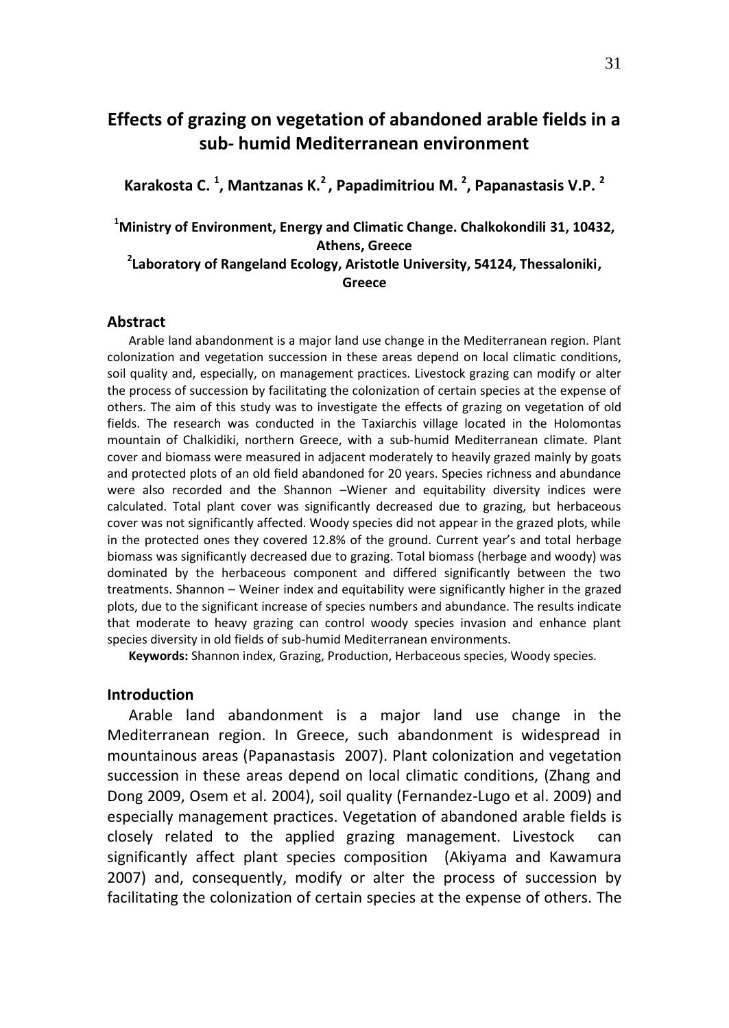# Effects of grazing on vegetation of abandoned arable fields in a sub- humid Mediterranean environment

**Karakosta C. [1], Mantzanas K.[2], Papadimitriou M. [2], Papanastasis V.P. [2]**

**[1]Ministry of Environment, Energy and Climatic Change. Chalkokondili 31, 10432, Athens, Greece**
**[2]Laboratory of Rangeland Ecology, Aristotle University, 54124, Thessaloniki, Greece**

## Abstract

Arable land abandonment is a major land use change in the Mediterranean region. Plant colonization and vegetation succession in these areas depend on local climatic conditions, soil quality and, especially, on management practices. Livestock grazing can modify or alter the process of succession by facilitating the colonization of certain species at the expense of others. The aim of this study was to investigate the effects of grazing on vegetation of old fields. The research was conducted in the Taxiarchis village located in the Holomontas mountain of Chalkidiki, northern Greece, with a sub-humid Mediterranean climate. Plant cover and biomass were measured in adjacent moderately to heavily grazed mainly by goats and protected plots of an old field abandoned for 20 years. Species richness and abundance were also recorded and the Shannon –Wiener and equitability diversity indices were calculated. Total plant cover was significantly decreased due to grazing, but herbaceous cover was not significantly affected. Woody species did not appear in the grazed plots, while in the protected ones they covered 12.8% of the ground. Current year's and total herbage biomass was significantly decreased due to grazing. Total biomass (herbage and woody) was dominated by the herbaceous component and differed significantly between the two treatments. Shannon – Weiner index and equitability were significantly higher in the grazed plots, due to the significant increase of species numbers and abundance. The results indicate that moderate to heavy grazing can control woody species invasion and enhance plant species diversity in old fields of sub-humid Mediterranean environments.

**Keywords:** Shannon index, Grazing, Production, Herbaceous species, Woody species.

## Introduction

Arable land abandonment is a major land use change in the Mediterranean region. In Greece, such abandonment is widespread in mountainous areas (Papanastasis 2007). Plant colonization and vegetation succession in these areas depend on local climatic conditions, (Zhang and Dong 2009, Osem et al. 2004), soil quality (Fernandez-Lugo et al. 2009) and especially management practices. Vegetation of abandoned arable fields is closely related to the applied grazing management. Livestock can significantly affect plant species composition (Akiyama and Kawamura 2007) and, consequently, modify or alter the process of succession by facilitating the colonization of certain species at the expense of others. The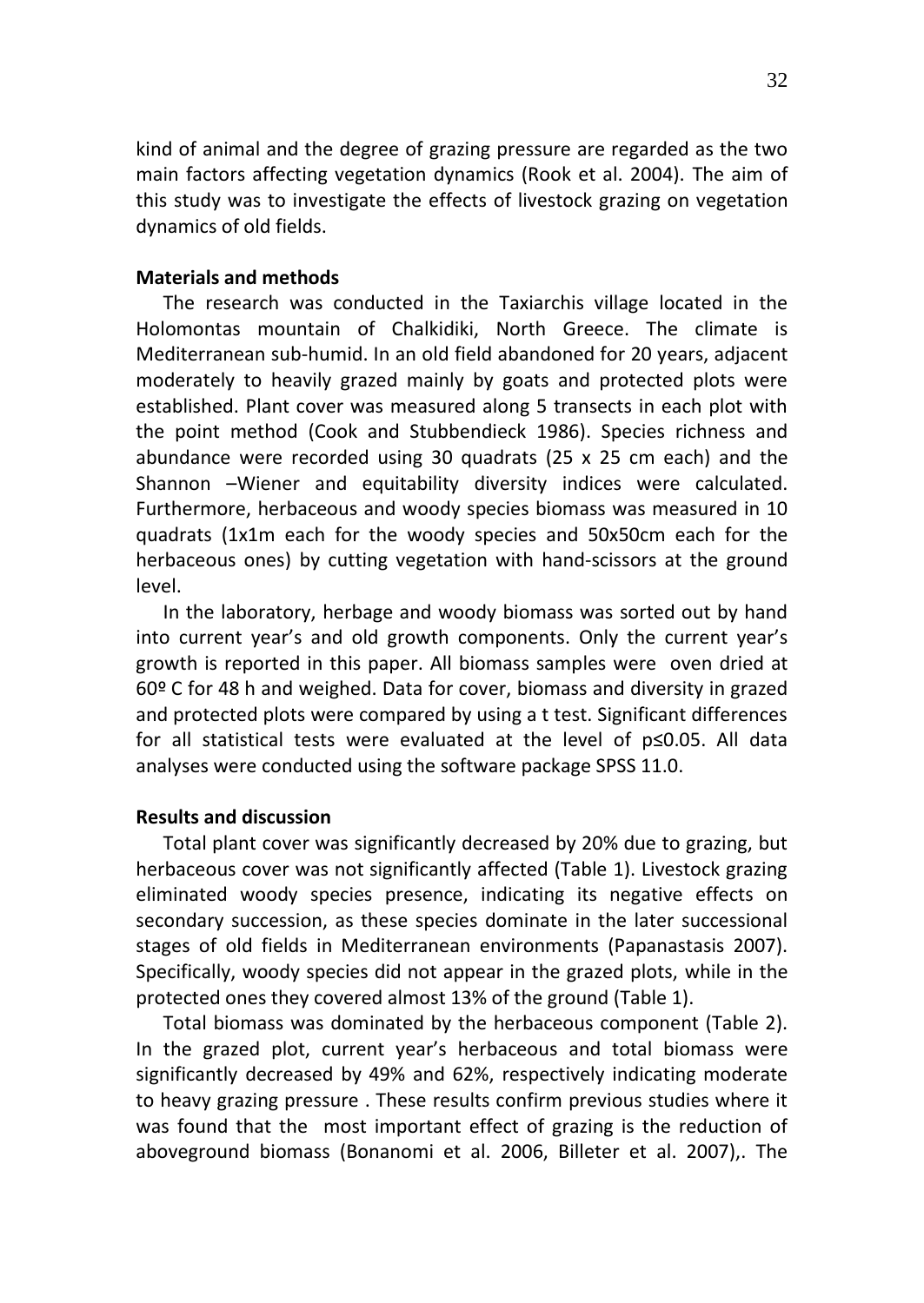kind of animal and the degree of grazing pressure are regarded as the two main factors affecting vegetation dynamics (Rook et al. 2004). The aim of this study was to investigate the effects of livestock grazing on vegetation dynamics of old fields.

## Materials and methods

The research was conducted in the Taxiarchis village located in the Holomontas mountain of Chalkidiki, North Greece. The climate is Mediterranean sub-humid. In an old field abandoned for 20 years, adjacent moderately to heavily grazed mainly by goats and protected plots were established. Plant cover was measured along 5 transects in each plot with the point method (Cook and Stubbendieck 1986). Species richness and abundance were recorded using 30 quadrats (25 x 25 cm each) and the Shannon –Wiener and equitability diversity indices were calculated. Furthermore, herbaceous and woody species biomass was measured in 10 quadrats (1x1m each for the woody species and 50x50cm each for the herbaceous ones) by cutting vegetation with hand-scissors at the ground level.

In the laboratory, herbage and woody biomass was sorted out by hand into current year's and old growth components. Only the current year's growth is reported in this paper. All biomass samples were oven dried at 60º C for 48 h and weighed. Data for cover, biomass and diversity in grazed and protected plots were compared by using a t test. Significant differences for all statistical tests were evaluated at the level of $p \leq 0.05$. All data analyses were conducted using the software package SPSS 11.0.

## Results and discussion

Total plant cover was significantly decreased by 20% due to grazing, but herbaceous cover was not significantly affected (Table 1). Livestock grazing eliminated woody species presence, indicating its negative effects on secondary succession, as these species dominate in the later successional stages of old fields in Mediterranean environments (Papanastasis 2007). Specifically, woody species did not appear in the grazed plots, while in the protected ones they covered almost 13% of the ground (Table 1).

Total biomass was dominated by the herbaceous component (Table 2). In the grazed plot, current year's herbaceous and total biomass were significantly decreased by 49% and 62%, respectively indicating moderate to heavy grazing pressure . These results confirm previous studies where it was found that the most important effect of grazing is the reduction of aboveground biomass (Bonanomi et al. 2006, Billeter et al. 2007),. The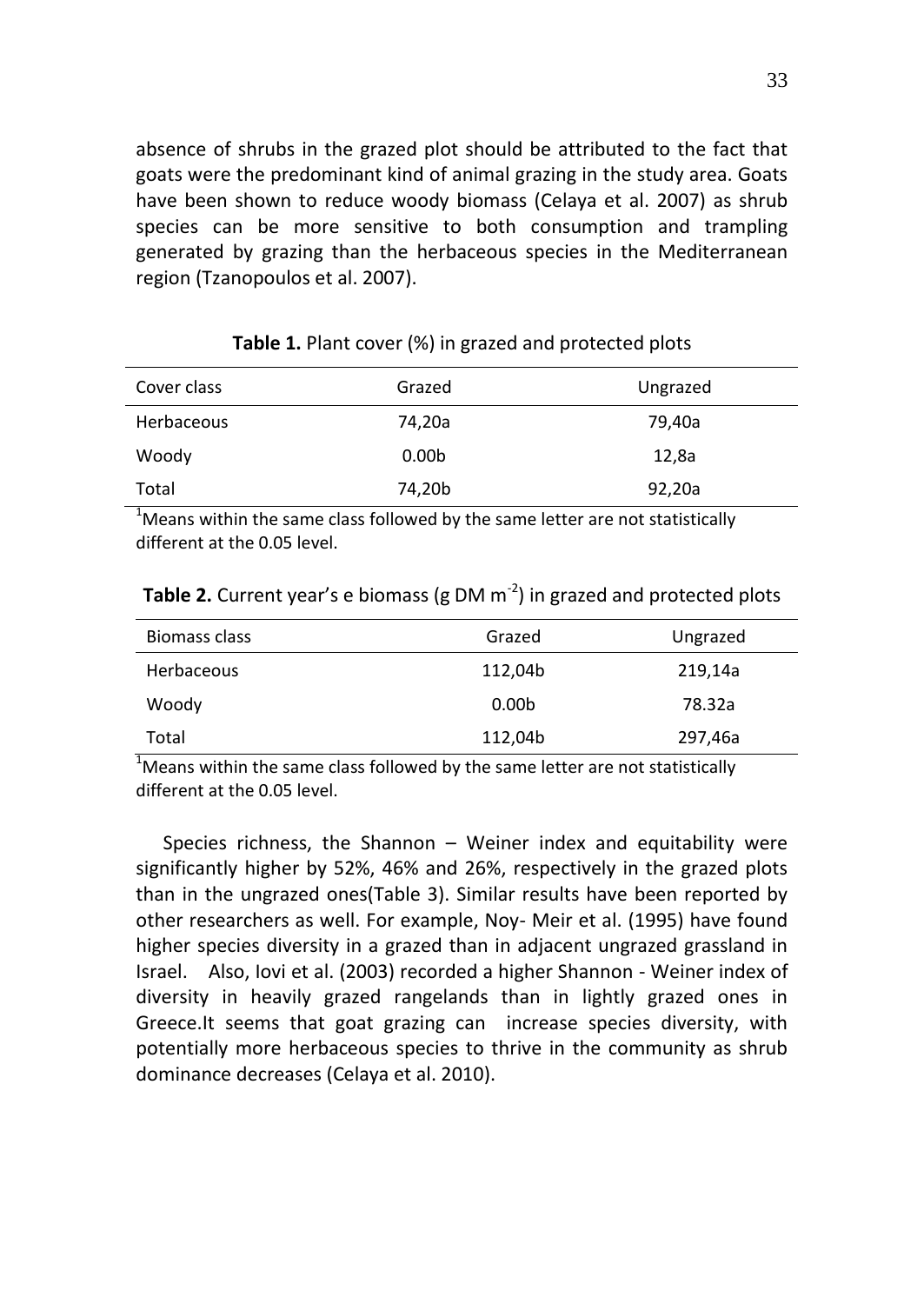absence of shrubs in the grazed plot should be attributed to the fact that goats were the predominant kind of animal grazing in the study area. Goats have been shown to reduce woody biomass (Celaya et al. 2007) as shrub species can be more sensitive to both consumption and trampling generated by grazing than the herbaceous species in the Mediterranean region (Tzanopoulos et al. 2007).

**Table 1.** Plant cover (%) in grazed and protected plots

| Cover class | Grazed | Ungrazed |
|---|---|---|
| Herbaceous | 74,20a | 79,40a |
| Woody | 0.00b | 12,8a |
| Total | 74,20b | 92,20a |

[1]Means within the same class followed by the same letter are not statistically different at the 0.05 level.

**Table 2.** Current year's e biomass (g DM $m^{-2}$) in grazed and protected plots

| Biomass class | Grazed | Ungrazed |
|---|---|---|
| Herbaceous | 112,04b | 219,14a |
| Woody | 0.00b | 78.32a |
| Total | 112,04b | 297,46a |

[1]Means within the same class followed by the same letter are not statistically different at the 0.05 level.

Species richness, the Shannon – Weiner index and equitability were significantly higher by 52%, 46% and 26%, respectively in the grazed plots than in the ungrazed ones(Table 3). Similar results have been reported by other researchers as well. For example, Noy- Meir et al. (1995) have found higher species diversity in a grazed than in adjacent ungrazed grassland in Israel. Also, Iovi et al. (2003) recorded a higher Shannon - Weiner index of diversity in heavily grazed rangelands than in lightly grazed ones in Greece.It seems that goat grazing can increase species diversity, with potentially more herbaceous species to thrive in the community as shrub dominance decreases (Celaya et al. 2010).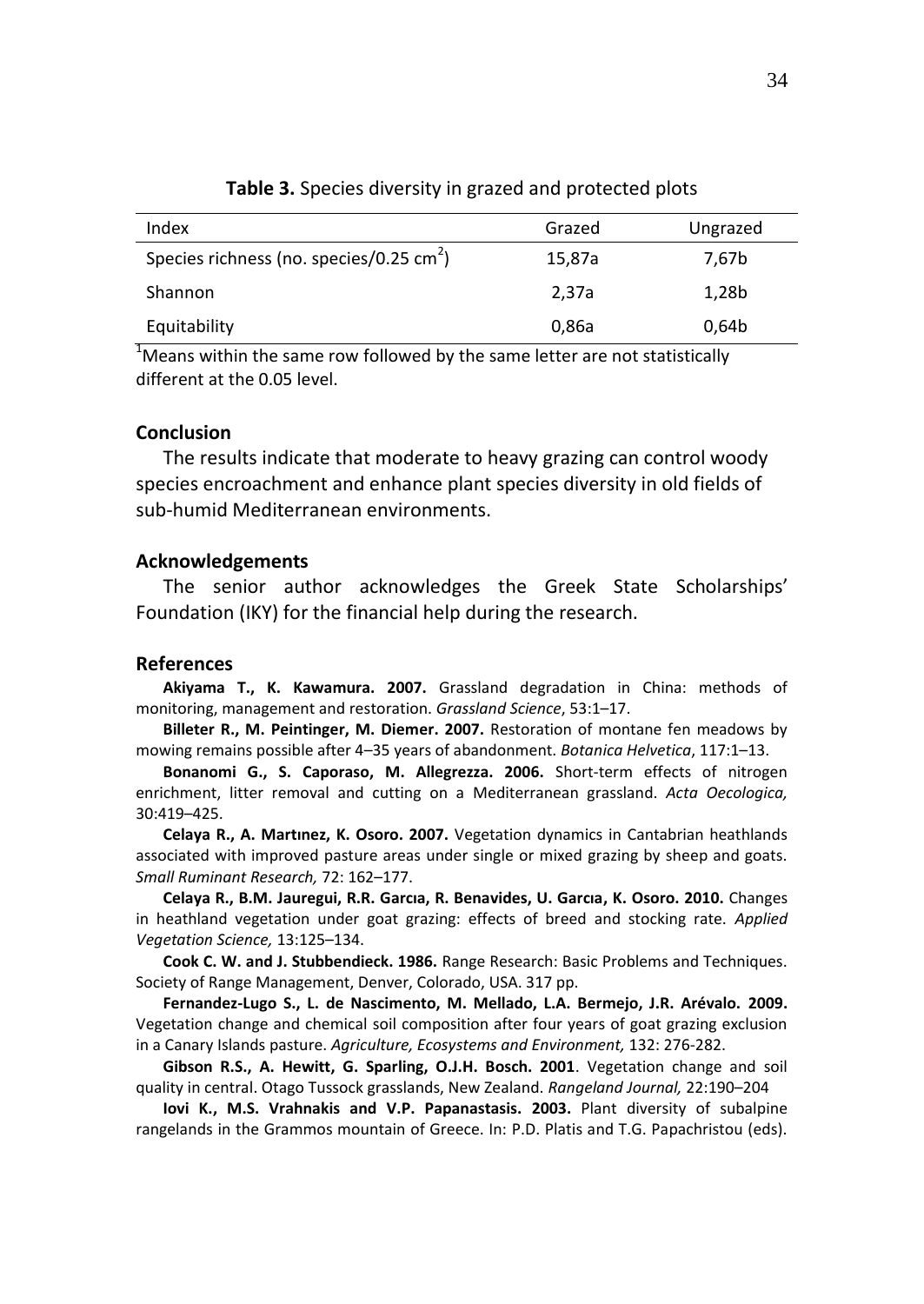**Table 3.** Species diversity in grazed and protected plots

| Index | Grazed | Ungrazed |
|---|---|---|
| Species richness (no. species/0.25 $cm^2$) | 15,87a | 7,67b |
| Shannon | 2,37a | 1,28b |
| Equitability | 0,86a | 0,64b |

[1]Means within the same row followed by the same letter are not statistically different at the 0.05 level.

## Conclusion

The results indicate that moderate to heavy grazing can control woody species encroachment and enhance plant species diversity in old fields of sub-humid Mediterranean environments.

## Acknowledgements

The senior author acknowledges the Greek State Scholarships' Foundation (IKY) for the financial help during the research.

## References

**Akiyama T., K. Kawamura. 2007.** Grassland degradation in China: methods of monitoring, management and restoration. *Grassland Science*, 53:1–17.

**Billeter R., M. Peintinger, M. Diemer. 2007.** Restoration of montane fen meadows by mowing remains possible after 4–35 years of abandonment. *Botanica Helvetica*, 117:1–13.

**Bonanomi G., S. Caporaso, M. Allegrezza. 2006.** Short-term effects of nitrogen enrichment, litter removal and cutting on a Mediterranean grassland. *Acta Oecologica,* 30:419–425.

**Celaya R., A. Martınez, K. Osoro. 2007.** Vegetation dynamics in Cantabrian heathlands associated with improved pasture areas under single or mixed grazing by sheep and goats. *Small Ruminant Research,* 72: 162–177.

**Celaya R., B.M. Jauregui, R.R. Garcıa, R. Benavides, U. Garcıa, K. Osoro. 2010.** Changes in heathland vegetation under goat grazing: effects of breed and stocking rate. *Applied Vegetation Science,* 13:125–134.

**Cook C. W. and J. Stubbendieck. 1986.** Range Research: Basic Problems and Techniques. Society of Range Management, Denver, Colorado, USA. 317 pp.

**Fernandez-Lugo S., L. de Nascimento, M. Mellado, L.A. Bermejo, J.R. Arévalo. 2009.** Vegetation change and chemical soil composition after four years of goat grazing exclusion in a Canary Islands pasture. *Agriculture, Ecosystems and Environment,* 132: 276-282.

**Gibson R.S., A. Hewitt, G. Sparling, O.J.H. Bosch. 2001**. Vegetation change and soil quality in central. Otago Tussock grasslands, New Zealand. *Rangeland Journal,* 22:190–204

**Iovi K., M.S. Vrahnakis and V.P. Papanastasis. 2003.** Plant diversity of subalpine rangelands in the Grammos mountain of Greece. In: P.D. Platis and T.G. Papachristou (eds).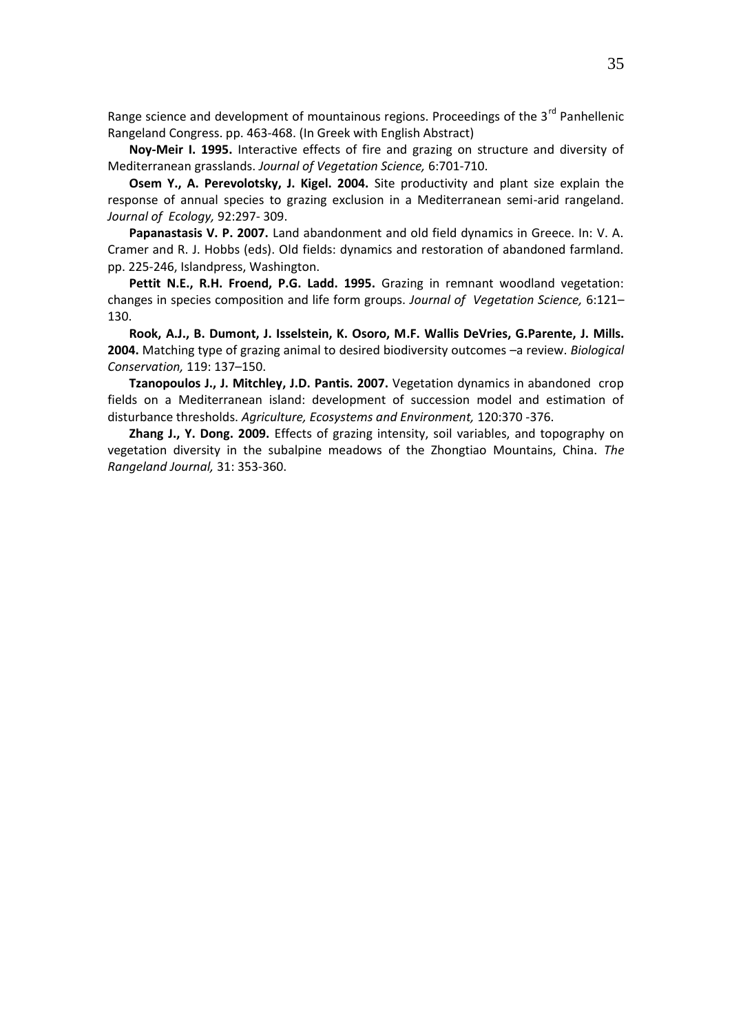Range science and development of mountainous regions. Proceedings of the 3rd Panhellenic Rangeland Congress. pp. 463-468. (In Greek with English Abstract)

**Noy-Meir I. 1995.** Interactive effects of fire and grazing on structure and diversity of Mediterranean grasslands. *Journal of Vegetation Science,* 6:701-710.

**Osem Y., A. Perevolotsky, J. Kigel. 2004.** Site productivity and plant size explain the response of annual species to grazing exclusion in a Mediterranean semi-arid rangeland. *Journal of Ecology,* 92:297- 309.

**Papanastasis V. P. 2007.** Land abandonment and old field dynamics in Greece. In: V. A. Cramer and R. J. Hobbs (eds). Old fields: dynamics and restoration of abandoned farmland. pp. 225-246, Islandpress, Washington.

**Pettit N.E., R.H. Froend, P.G. Ladd. 1995.** Grazing in remnant woodland vegetation: changes in species composition and life form groups. *Journal of Vegetation Science,* 6:121–130.

**Rook, A.J., B. Dumont, J. Isselstein, K. Osoro, M.F. Wallis DeVries, G.Parente, J. Mills. 2004.** Matching type of grazing animal to desired biodiversity outcomes –a review. *Biological Conservation,* 119: 137–150.

**Tzanopoulos J., J. Mitchley, J.D. Pantis. 2007.** Vegetation dynamics in abandoned crop fields on a Mediterranean island: development of succession model and estimation of disturbance thresholds. *Agriculture, Ecosystems and Environment,* 120:370 -376.

**Zhang J., Y. Dong. 2009.** Effects of grazing intensity, soil variables, and topography on vegetation diversity in the subalpine meadows of the Zhongtiao Mountains, China. *The Rangeland Journal,* 31: 353-360.